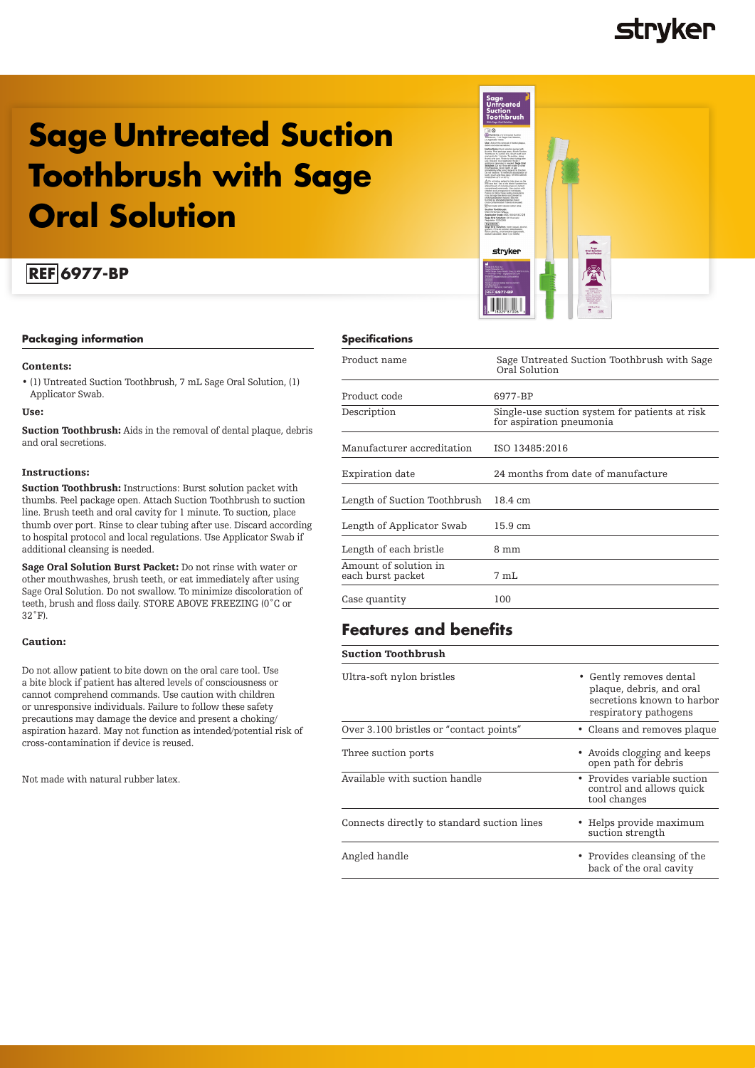# Sage Untreated Suction Toothbrush with Sage Oral Solution

**REF 6977-BP**

## Packaging information

### Contents:

- (1) Untreated Suction Toothbrush, 7 mL Sage Oral Solution, (1) Applicator Swab.

### Use:

**Suction Toothbrush:** Aids in the removal of dental plaque, debris and oral secretions.

### Instructions:

**Suction Toothbrush:** Instructions: Burst solution packet with thumbs. Peel package open. Attach Suction Toothbrush to suction line. Brush teeth and oral cavity for 1 minute. To suction, place thumb over port. Rinse to clear tubing after use. Discard according to hospital protocol and local regulations. Use Applicator Swab if additional cleansing is needed.

**Sage Oral Solution Burst Packet:** Do not rinse with water or other mouthwashes, brush teeth, or eat immediately after using Sage Oral Solution. Do not swallow. To minimize discoloration of teeth, brush and floss daily. STORE ABOVE FREEZING (0˚C or 32˚F).

### Caution:

Do not allow patient to bite down on the oral care tool. Use a bite block if patient has altered levels of consciousness or cannot comprehend commands. Use caution with children or unresponsive individuals. Failure to follow these safety precautions may damage the device and present a choking/aspiration hazard. May not function as intended/potential risk of cross-contamination if device is reused.

Not made with natural rubber latex.

## Specifications

| | |
|---|---|
| Product name | Sage Untreated Suction Toothbrush with Sage Oral Solution |
| Product code | 6977-BP |
| Description | Single-use suction system for patients at risk for aspiration pneumonia |
| Manufacturer accreditation | ISO 13485:2016 |
| Expiration date | 24 months from date of manufacture |
| Length of Suction Toothbrush | 18.4 cm |
| Length of Applicator Swab | 15.9 cm |
| Length of each bristle | 8 mm |
| Amount of solution in each burst packet | 7 mL |
| Case quantity | 100 |

## Features and benefits

| Suction Toothbrush | |
|---|---|
| Ultra-soft nylon bristles | • Gently removes dental plaque, debris, and oral secretions known to harbor respiratory pathogens |
| Over 3.100 bristles or "contact points" | • Cleans and removes plaque |
| Three suction ports | • Avoids clogging and keeps open path for debris |
| Available with suction handle | • Provides variable suction control and allows quick tool changes |
| Connects directly to standard suction lines | • Helps provide maximum suction strength |
| Angled handle | • Provides cleansing of the back of the oral cavity |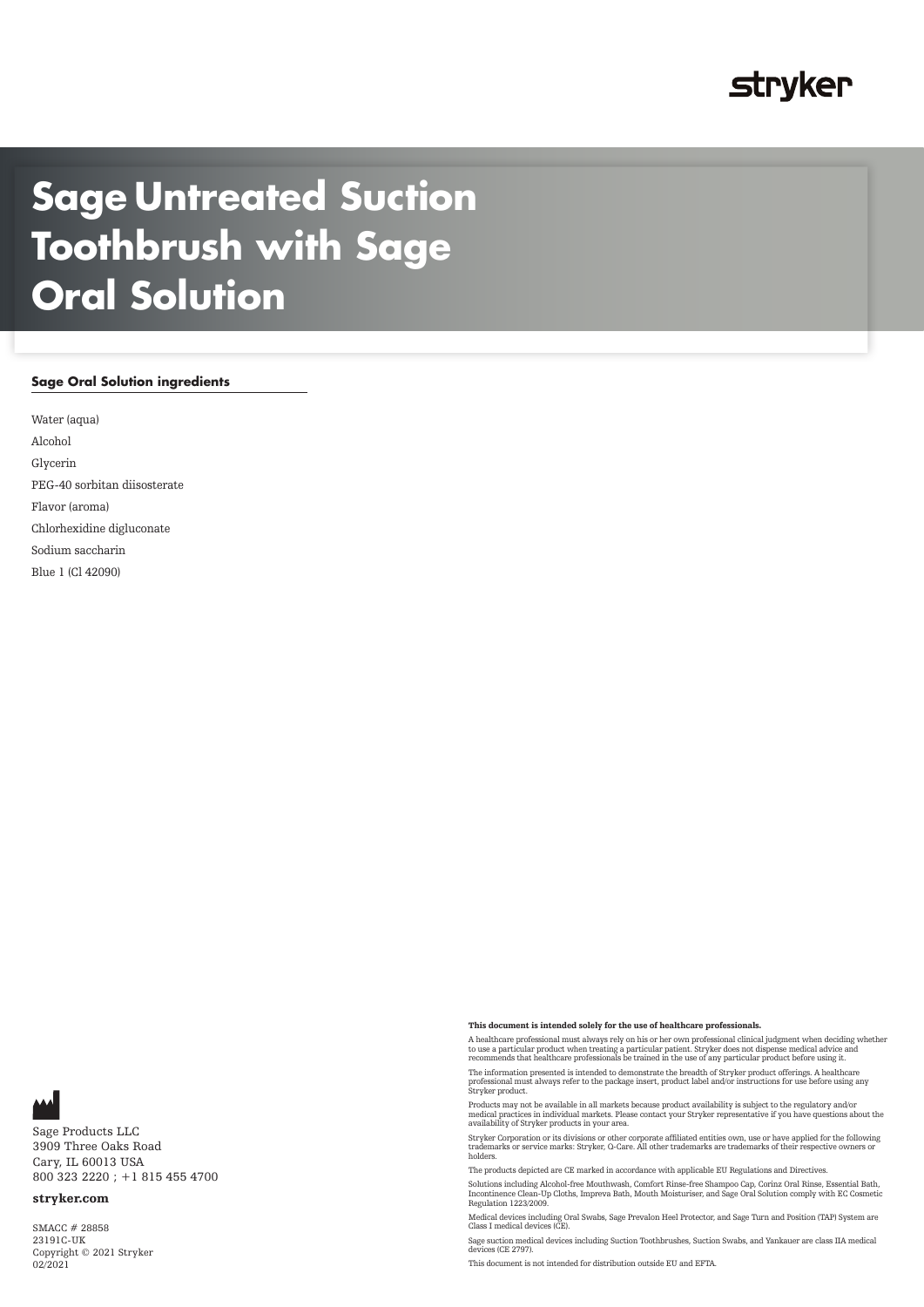# Sage Untreated Suction Toothbrush with Sage Oral Solution

## Sage Oral Solution ingredients

Water (aqua)

Alcohol

Glycerin

PEG-40 sorbitan diisosterate

Flavor (aroma)

Chlorhexidine digluconate

Sodium saccharin

Blue 1 (Cl 42090)

Sage Products LLC
3909 Three Oaks Road
Cary, IL 60013 USA
800 323 2220 ; +1 815 455 4700

**stryker.com**

SMACC # 28858
23191C-UK
Copyright © 2021 Stryker
02/2021

**This document is intended solely for the use of healthcare professionals.**

A healthcare professional must always rely on his or her own professional clinical judgment when deciding whether to use a particular product when treating a particular patient. Stryker does not dispense medical advice and recommends that healthcare professionals be trained in the use of any particular product before using it.

The information presented is intended to demonstrate the breadth of Stryker product offerings. A healthcare professional must always refer to the package insert, product label and/or instructions for use before using any Stryker product.

Products may not be available in all markets because product availability is subject to the regulatory and/or medical practices in individual markets. Please contact your Stryker representative if you have questions about the availability of Stryker products in your area.

Stryker Corporation or its divisions or other corporate affiliated entities own, use or have applied for the following trademarks or service marks: Stryker, Q-Care. All other trademarks are trademarks of their respective owners or holders.

The products depicted are CE marked in accordance with applicable EU Regulations and Directives.

Solutions including Alcohol-free Mouthwash, Comfort Rinse-free Shampoo Cap, Corinz Oral Rinse, Essential Bath, Incontinence Clean-Up Cloths, Impreva Bath, Mouth Moisturiser, and Sage Oral Solution comply with EC Cosmetic Regulation 1223/2009.

Medical devices including Oral Swabs, Sage Prevalon Heel Protector, and Sage Turn and Position (TAP) System are Class I medical devices (CE).

Sage suction medical devices including Suction Toothbrushes, Suction Swabs, and Yankauer are class IIA medical devices (CE 2797).

This document is not intended for distribution outside EU and EFTA.